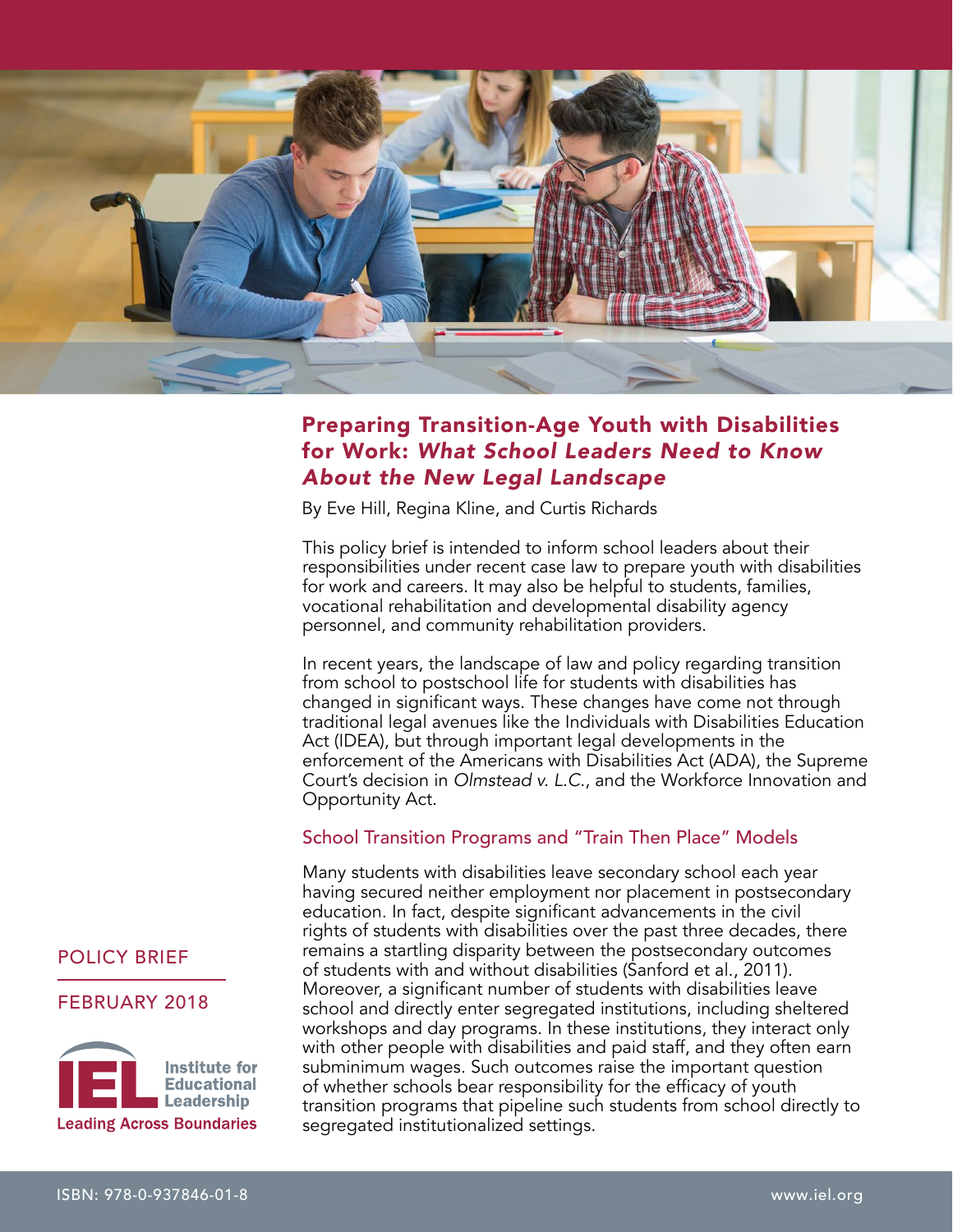# Preparing Transition-Age Youth with Disabilities for Work: *What School Leaders Need to Know About the New Legal Landscape*

By Eve Hill, Regina Kline, and Curtis Richards

This policy brief is intended to inform school leaders about their responsibilities under recent case law to prepare youth with disabilities for work and careers. It may also be helpful to students, families, vocational rehabilitation and developmental disability agency personnel, and community rehabilitation providers.

In recent years, the landscape of law and policy regarding transition from school to postschool life for students with disabilities has changed in significant ways. These changes have come not through traditional legal avenues like the Individuals with Disabilities Education Act (IDEA), but through important legal developments in the enforcement of the Americans with Disabilities Act (ADA), the Supreme Court's decision in *Olmstead v. L.C.*, and the Workforce Innovation and Opportunity Act.

## School Transition Programs and "Train Then Place" Models

Many students with disabilities leave secondary school each year having secured neither employment nor placement in postsecondary education. In fact, despite significant advancements in the civil rights of students with disabilities over the past three decades, there remains a startling disparity between the postsecondary outcomes of students with and without disabilities (Sanford et al., 2011). Moreover, a significant number of students with disabilities leave school and directly enter segregated institutions, including sheltered workshops and day programs. In these institutions, they interact only with other people with disabilities and paid staff, and they often earn subminimum wages. Such outcomes raise the important question of whether schools bear responsibility for the efficacy of youth transition programs that pipeline such students from school directly to segregated institutionalized settings.

POLICY BRIEF

FEBRUARY 2018

Institute for Educational Leadership

Leading Across Boundaries

ISBN: 978-0-937846-01-8

www.iel.org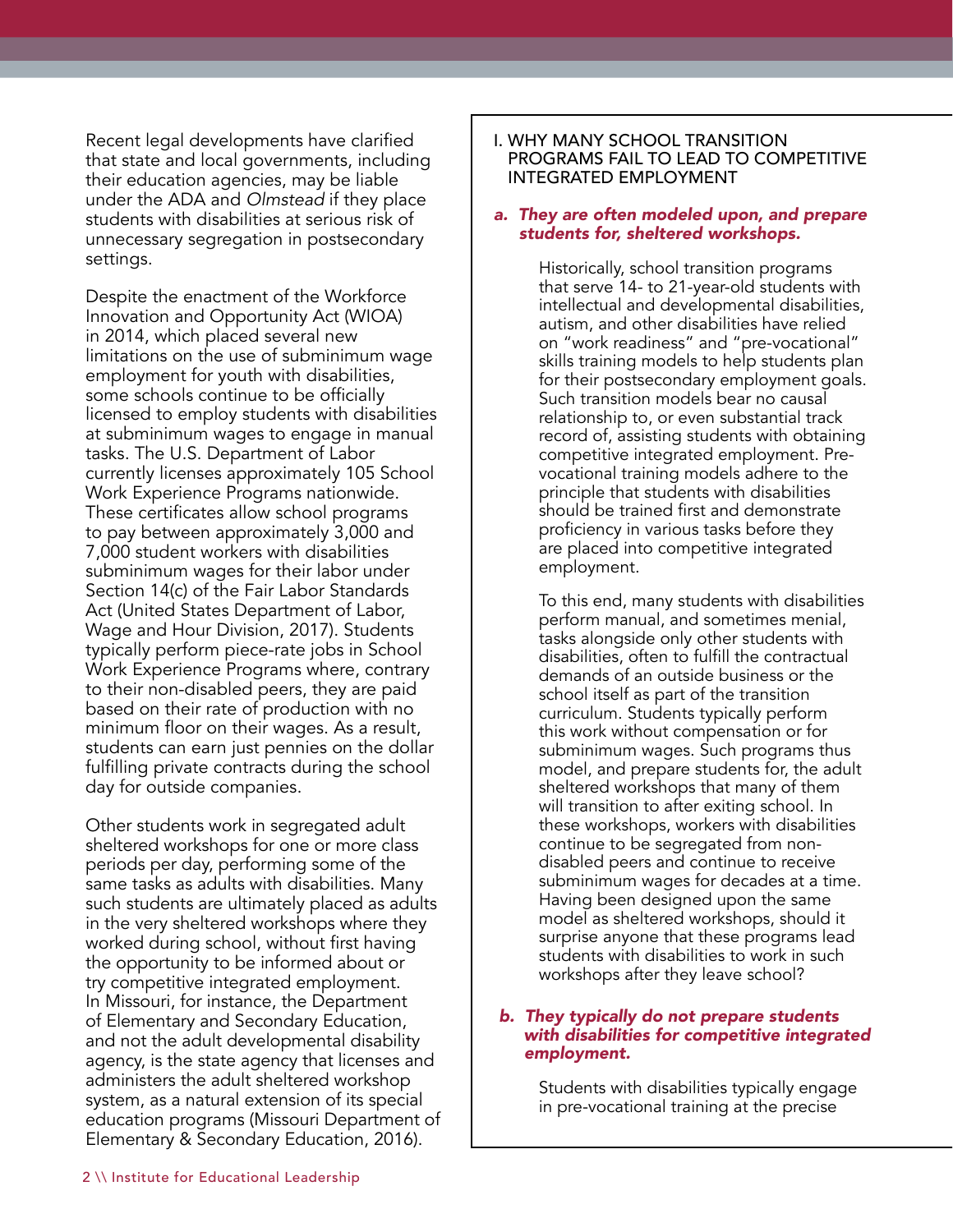Recent legal developments have clarified that state and local governments, including their education agencies, may be liable under the ADA and *Olmstead* if they place students with disabilities at serious risk of unnecessary segregation in postsecondary settings.

Despite the enactment of the Workforce Innovation and Opportunity Act (WIOA) in 2014, which placed several new limitations on the use of subminimum wage employment for youth with disabilities, some schools continue to be officially licensed to employ students with disabilities at subminimum wages to engage in manual tasks. The U.S. Department of Labor currently licenses approximately 105 School Work Experience Programs nationwide. These certificates allow school programs to pay between approximately 3,000 and 7,000 student workers with disabilities subminimum wages for their labor under Section 14(c) of the Fair Labor Standards Act (United States Department of Labor, Wage and Hour Division, 2017). Students typically perform piece-rate jobs in School Work Experience Programs where, contrary to their non-disabled peers, they are paid based on their rate of production with no minimum floor on their wages. As a result, students can earn just pennies on the dollar fulfilling private contracts during the school day for outside companies.

Other students work in segregated adult sheltered workshops for one or more class periods per day, performing some of the same tasks as adults with disabilities. Many such students are ultimately placed as adults in the very sheltered workshops where they worked during school, without first having the opportunity to be informed about or try competitive integrated employment. In Missouri, for instance, the Department of Elementary and Secondary Education, and not the adult developmental disability agency, is the state agency that licenses and administers the adult sheltered workshop system, as a natural extension of its special education programs (Missouri Department of Elementary & Secondary Education, 2016).

## I. WHY MANY SCHOOL TRANSITION PROGRAMS FAIL TO LEAD TO COMPETITIVE INTEGRATED EMPLOYMENT

### *a. They are often modeled upon, and prepare students for, sheltered workshops.*

Historically, school transition programs that serve 14- to 21-year-old students with intellectual and developmental disabilities, autism, and other disabilities have relied on "work readiness" and "pre-vocational" skills training models to help students plan for their postsecondary employment goals. Such transition models bear no causal relationship to, or even substantial track record of, assisting students with obtaining competitive integrated employment. Pre-vocational training models adhere to the principle that students with disabilities should be trained first and demonstrate proficiency in various tasks before they are placed into competitive integrated employment.

To this end, many students with disabilities perform manual, and sometimes menial, tasks alongside only other students with disabilities, often to fulfill the contractual demands of an outside business or the school itself as part of the transition curriculum. Students typically perform this work without compensation or for subminimum wages. Such programs thus model, and prepare students for, the adult sheltered workshops that many of them will transition to after exiting school. In these workshops, workers with disabilities continue to be segregated from non-disabled peers and continue to receive subminimum wages for decades at a time. Having been designed upon the same model as sheltered workshops, should it surprise anyone that these programs lead students with disabilities to work in such workshops after they leave school?

### *b. They typically do not prepare students with disabilities for competitive integrated employment.*

Students with disabilities typically engage in pre-vocational training at the precise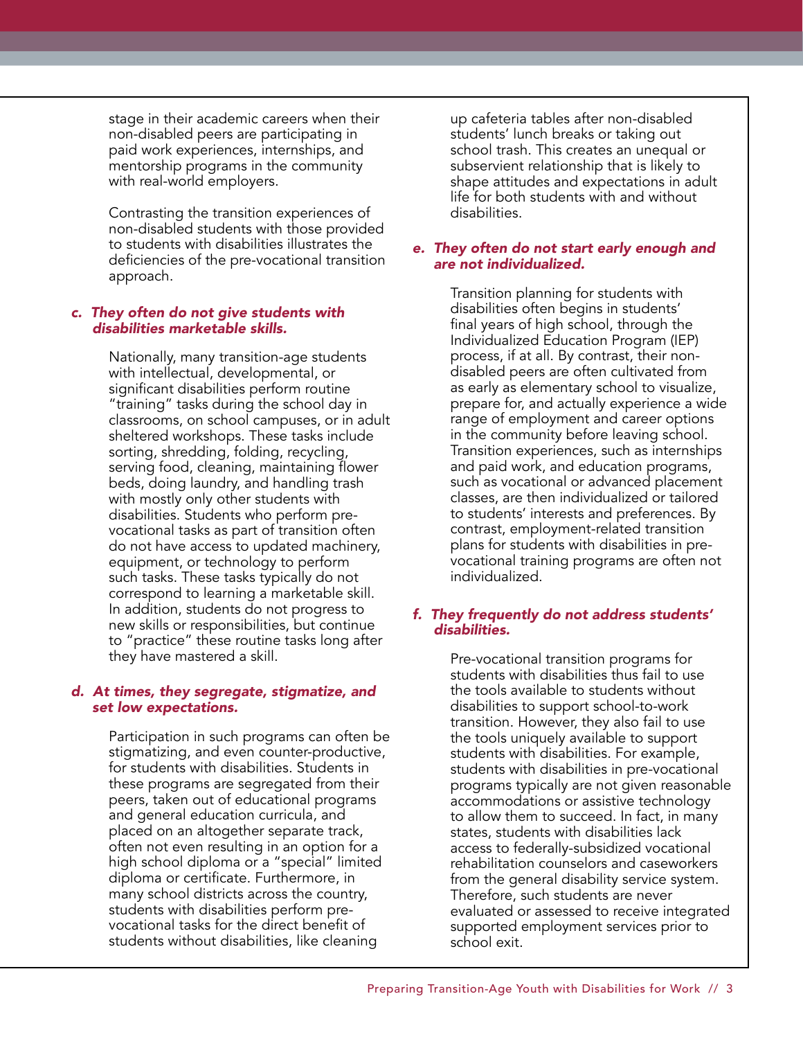stage in their academic careers when their non-disabled peers are participating in paid work experiences, internships, and mentorship programs in the community with real-world employers.

Contrasting the transition experiences of non-disabled students with those provided to students with disabilities illustrates the deficiencies of the pre-vocational transition approach.

### *c. They often do not give students with disabilities marketable skills.*

Nationally, many transition-age students with intellectual, developmental, or significant disabilities perform routine "training" tasks during the school day in classrooms, on school campuses, or in adult sheltered workshops. These tasks include sorting, shredding, folding, recycling, serving food, cleaning, maintaining flower beds, doing laundry, and handling trash with mostly only other students with disabilities. Students who perform pre-vocational tasks as part of transition often do not have access to updated machinery, equipment, or technology to perform such tasks. These tasks typically do not correspond to learning a marketable skill. In addition, students do not progress to new skills or responsibilities, but continue to "practice" these routine tasks long after they have mastered a skill.

### *d. At times, they segregate, stigmatize, and set low expectations.*

Participation in such programs can often be stigmatizing, and even counter-productive, for students with disabilities. Students in these programs are segregated from their peers, taken out of educational programs and general education curricula, and placed on an altogether separate track, often not even resulting in an option for a high school diploma or a "special" limited diploma or certificate. Furthermore, in many school districts across the country, students with disabilities perform pre-vocational tasks for the direct benefit of students without disabilities, like cleaning up cafeteria tables after non-disabled students' lunch breaks or taking out school trash. This creates an unequal or subservient relationship that is likely to shape attitudes and expectations in adult life for both students with and without disabilities.

### *e. They often do not start early enough and are not individualized.*

Transition planning for students with disabilities often begins in students' final years of high school, through the Individualized Education Program (IEP) process, if at all. By contrast, their non-disabled peers are often cultivated from as early as elementary school to visualize, prepare for, and actually experience a wide range of employment and career options in the community before leaving school. Transition experiences, such as internships and paid work, and education programs, such as vocational or advanced placement classes, are then individualized or tailored to students' interests and preferences. By contrast, employment-related transition plans for students with disabilities in pre-vocational training programs are often not individualized.

### *f. They frequently do not address students' disabilities.*

Pre-vocational transition programs for students with disabilities thus fail to use the tools available to students without disabilities to support school-to-work transition. However, they also fail to use the tools uniquely available to support students with disabilities. For example, students with disabilities in pre-vocational programs typically are not given reasonable accommodations or assistive technology to allow them to succeed. In fact, in many states, students with disabilities lack access to federally-subsidized vocational rehabilitation counselors and caseworkers from the general disability service system. Therefore, such students are never evaluated or assessed to receive integrated supported employment services prior to school exit.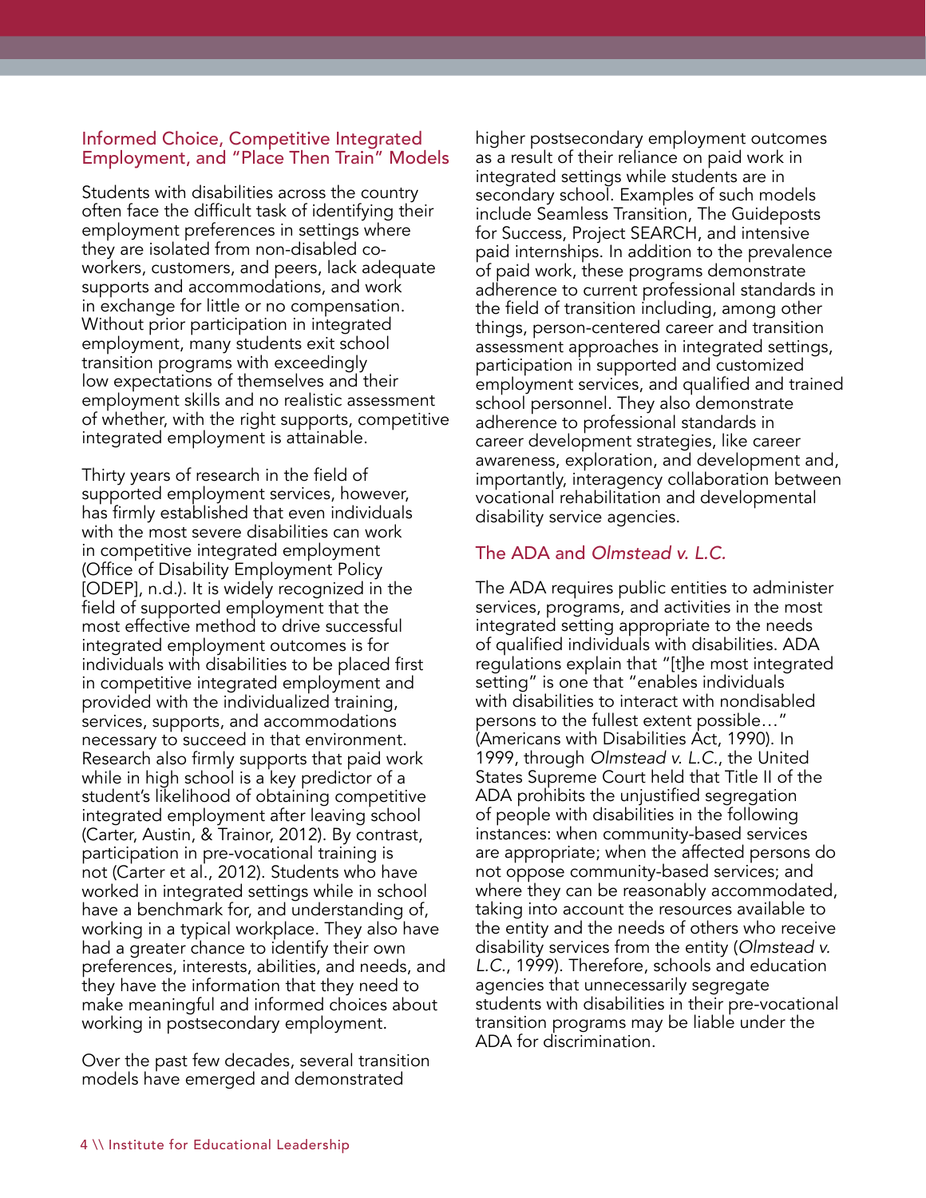## Informed Choice, Competitive Integrated Employment, and "Place Then Train" Models

Students with disabilities across the country often face the difficult task of identifying their employment preferences in settings where they are isolated from non-disabled co-workers, customers, and peers, lack adequate supports and accommodations, and work in exchange for little or no compensation. Without prior participation in integrated employment, many students exit school transition programs with exceedingly low expectations of themselves and their employment skills and no realistic assessment of whether, with the right supports, competitive integrated employment is attainable.

Thirty years of research in the field of supported employment services, however, has firmly established that even individuals with the most severe disabilities can work in competitive integrated employment (Office of Disability Employment Policy [ODEP], n.d.). It is widely recognized in the field of supported employment that the most effective method to drive successful integrated employment outcomes is for individuals with disabilities to be placed first in competitive integrated employment and provided with the individualized training, services, supports, and accommodations necessary to succeed in that environment. Research also firmly supports that paid work while in high school is a key predictor of a student's likelihood of obtaining competitive integrated employment after leaving school (Carter, Austin, & Trainor, 2012). By contrast, participation in pre-vocational training is not (Carter et al., 2012). Students who have worked in integrated settings while in school have a benchmark for, and understanding of, working in a typical workplace. They also have had a greater chance to identify their own preferences, interests, abilities, and needs, and they have the information that they need to make meaningful and informed choices about working in postsecondary employment.

Over the past few decades, several transition models have emerged and demonstrated higher postsecondary employment outcomes as a result of their reliance on paid work in integrated settings while students are in secondary school. Examples of such models include Seamless Transition, The Guideposts for Success, Project SEARCH, and intensive paid internships. In addition to the prevalence of paid work, these programs demonstrate adherence to current professional standards in the field of transition including, among other things, person-centered career and transition assessment approaches in integrated settings, participation in supported and customized employment services, and qualified and trained school personnel. They also demonstrate adherence to professional standards in career development strategies, like career awareness, exploration, and development and, importantly, interagency collaboration between vocational rehabilitation and developmental disability service agencies.

## The ADA and *Olmstead v. L.C.*

The ADA requires public entities to administer services, programs, and activities in the most integrated setting appropriate to the needs of qualified individuals with disabilities. ADA regulations explain that "[t]he most integrated setting" is one that "enables individuals with disabilities to interact with nondisabled persons to the fullest extent possible…" (Americans with Disabilities Act, 1990). In 1999, through *Olmstead v. L.C.*, the United States Supreme Court held that Title II of the ADA prohibits the unjustified segregation of people with disabilities in the following instances: when community-based services are appropriate; when the affected persons do not oppose community-based services; and where they can be reasonably accommodated, taking into account the resources available to the entity and the needs of others who receive disability services from the entity (*Olmstead v. L.C.*, 1999). Therefore, schools and education agencies that unnecessarily segregate students with disabilities in their pre-vocational transition programs may be liable under the ADA for discrimination.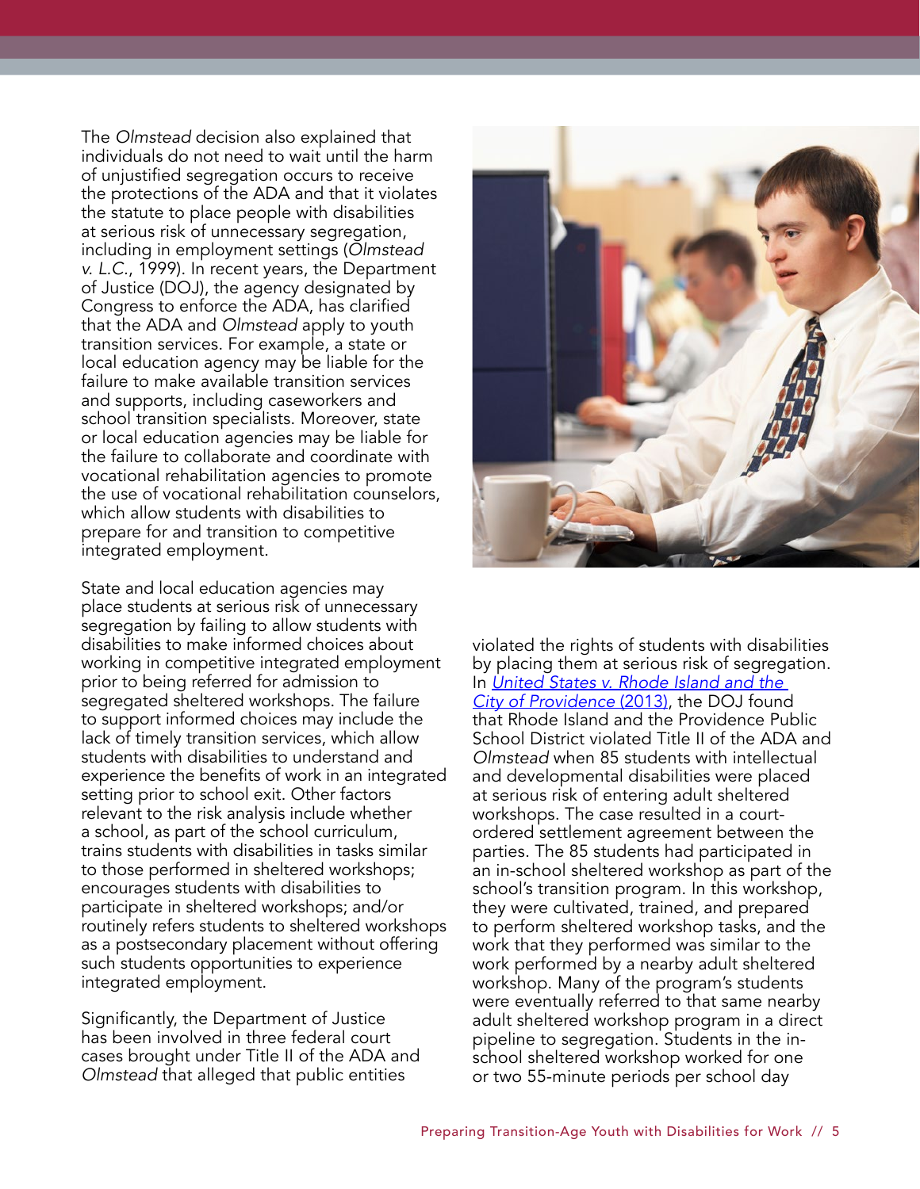The *Olmstead* decision also explained that individuals do not need to wait until the harm of unjustified segregation occurs to receive the protections of the ADA and that it violates the statute to place people with disabilities at serious risk of unnecessary segregation, including in employment settings (*Olmstead v. L.C.*, 1999). In recent years, the Department of Justice (DOJ), the agency designated by Congress to enforce the ADA, has clarified that the ADA and *Olmstead* apply to youth transition services. For example, a state or local education agency may be liable for the failure to make available transition services and supports, including caseworkers and school transition specialists. Moreover, state or local education agencies may be liable for the failure to collaborate and coordinate with vocational rehabilitation agencies to promote the use of vocational rehabilitation counselors, which allow students with disabilities to prepare for and transition to competitive integrated employment.

State and local education agencies may place students at serious risk of unnecessary segregation by failing to allow students with disabilities to make informed choices about working in competitive integrated employment prior to being referred for admission to segregated sheltered workshops. The failure to support informed choices may include the lack of timely transition services, which allow students with disabilities to understand and experience the benefits of work in an integrated setting prior to school exit. Other factors relevant to the risk analysis include whether a school, as part of the school curriculum, trains students with disabilities in tasks similar to those performed in sheltered workshops; encourages students with disabilities to participate in sheltered workshops; and/or routinely refers students to sheltered workshops as a postsecondary placement without offering such students opportunities to experience integrated employment.

Significantly, the Department of Justice has been involved in three federal court cases brought under Title II of the ADA and *Olmstead* that alleged that public entities violated the rights of students with disabilities by placing them at serious risk of segregation. In [United States v. Rhode Island and the City of Providence (2013)](), the DOJ found that Rhode Island and the Providence Public School District violated Title II of the ADA and *Olmstead* when 85 students with intellectual and developmental disabilities were placed at serious risk of entering adult sheltered workshops. The case resulted in a court-ordered settlement agreement between the parties. The 85 students had participated in an in-school sheltered workshop as part of the school's transition program. In this workshop, they were cultivated, trained, and prepared to perform sheltered workshop tasks, and the work that they performed was similar to the work performed by a nearby adult sheltered workshop. Many of the program's students were eventually referred to that same nearby adult sheltered workshop program in a direct pipeline to segregation. Students in the in-school sheltered workshop worked for one or two 55-minute periods per school day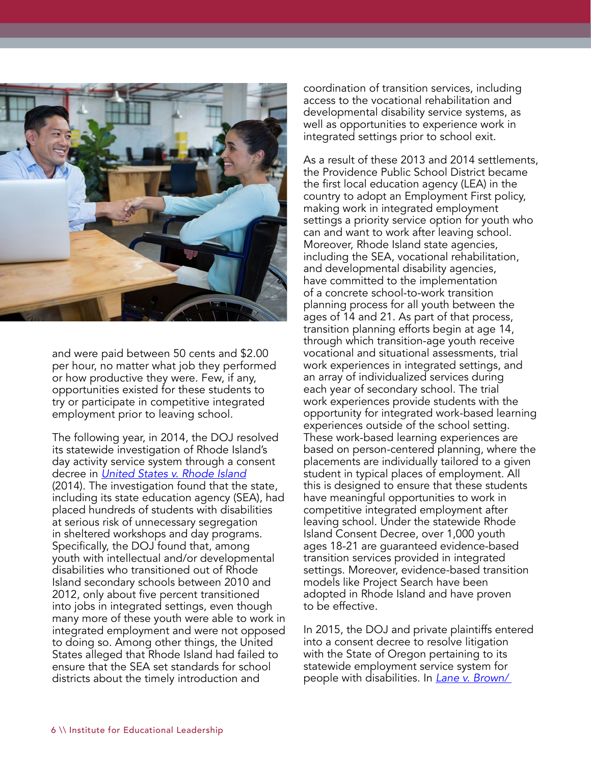and were paid between 50 cents and $2.00 per hour, no matter what job they performed or how productive they were. Few, if any, opportunities existed for these students to try or participate in competitive integrated employment prior to leaving school.

The following year, in 2014, the DOJ resolved its statewide investigation of Rhode Island's day activity service system through a consent decree in *United States v. Rhode Island* (2014). The investigation found that the state, including its state education agency (SEA), had placed hundreds of students with disabilities at serious risk of unnecessary segregation in sheltered workshops and day programs. Specifically, the DOJ found that, among youth with intellectual and/or developmental disabilities who transitioned out of Rhode Island secondary schools between 2010 and 2012, only about five percent transitioned into jobs in integrated settings, even though many more of these youth were able to work in integrated employment and were not opposed to doing so. Among other things, the United States alleged that Rhode Island had failed to ensure that the SEA set standards for school districts about the timely introduction and coordination of transition services, including access to the vocational rehabilitation and developmental disability service systems, as well as opportunities to experience work in integrated settings prior to school exit.

As a result of these 2013 and 2014 settlements, the Providence Public School District became the first local education agency (LEA) in the country to adopt an Employment First policy, making work in integrated employment settings a priority service option for youth who can and want to work after leaving school. Moreover, Rhode Island state agencies, including the SEA, vocational rehabilitation, and developmental disability agencies, have committed to the implementation of a concrete school-to-work transition planning process for all youth between the ages of 14 and 21. As part of that process, transition planning efforts begin at age 14, through which transition-age youth receive vocational and situational assessments, trial work experiences in integrated settings, and an array of individualized services during each year of secondary school. The trial work experiences provide students with the opportunity for integrated work-based learning experiences outside of the school setting. These work-based learning experiences are based on person-centered planning, where the placements are individually tailored to a given student in typical places of employment. All this is designed to ensure that these students have meaningful opportunities to work in competitive integrated employment after leaving school. Under the statewide Rhode Island Consent Decree, over 1,000 youth ages 18-21 are guaranteed evidence-based transition services provided in integrated settings. Moreover, evidence-based transition models like Project Search have been adopted in Rhode Island and have proven to be effective.

In 2015, the DOJ and private plaintiffs entered into a consent decree to resolve litigation with the State of Oregon pertaining to its statewide employment service system for people with disabilities. In *Lane v. Brown/*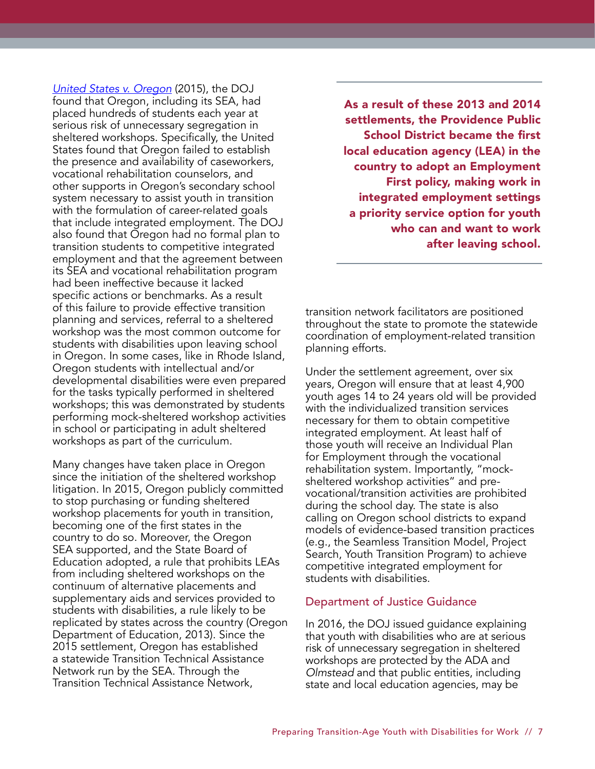[United States v. Oregon](#) (2015), the DOJ found that Oregon, including its SEA, had placed hundreds of students each year at serious risk of unnecessary segregation in sheltered workshops. Specifically, the United States found that Oregon failed to establish the presence and availability of caseworkers, vocational rehabilitation counselors, and other supports in Oregon's secondary school system necessary to assist youth in transition with the formulation of career-related goals that include integrated employment. The DOJ also found that Oregon had no formal plan to transition students to competitive integrated employment and that the agreement between its SEA and vocational rehabilitation program had been ineffective because it lacked specific actions or benchmarks. As a result of this failure to provide effective transition planning and services, referral to a sheltered workshop was the most common outcome for students with disabilities upon leaving school in Oregon. In some cases, like in Rhode Island, Oregon students with intellectual and/or developmental disabilities were even prepared for the tasks typically performed in sheltered workshops; this was demonstrated by students performing mock-sheltered workshop activities in school or participating in adult sheltered workshops as part of the curriculum.

Many changes have taken place in Oregon since the initiation of the sheltered workshop litigation. In 2015, Oregon publicly committed to stop purchasing or funding sheltered workshop placements for youth in transition, becoming one of the first states in the country to do so. Moreover, the Oregon SEA supported, and the State Board of Education adopted, a rule that prohibits LEAs from including sheltered workshops on the continuum of alternative placements and supplementary aids and services provided to students with disabilities, a rule likely to be replicated by states across the country (Oregon Department of Education, 2013). Since the 2015 settlement, Oregon has established a statewide Transition Technical Assistance Network run by the SEA. Through the Transition Technical Assistance Network, transition network facilitators are positioned throughout the state to promote the statewide coordination of employment-related transition planning efforts.

**As a result of these 2013 and 2014 settlements, the Providence Public School District became the first local education agency (LEA) in the country to adopt an Employment First policy, making work in integrated employment settings a priority service option for youth who can and want to work after leaving school.**

Under the settlement agreement, over six years, Oregon will ensure that at least 4,900 youth ages 14 to 24 years old will be provided with the individualized transition services necessary for them to obtain competitive integrated employment. At least half of those youth will receive an Individual Plan for Employment through the vocational rehabilitation system. Importantly, "mock-sheltered workshop activities" and pre-vocational/transition activities are prohibited during the school day. The state is also calling on Oregon school districts to expand models of evidence-based transition practices (e.g., the Seamless Transition Model, Project Search, Youth Transition Program) to achieve competitive integrated employment for students with disabilities.

### Department of Justice Guidance

In 2016, the DOJ issued guidance explaining that youth with disabilities who are at serious risk of unnecessary segregation in sheltered workshops are protected by the ADA and *Olmstead* and that public entities, including state and local education agencies, may be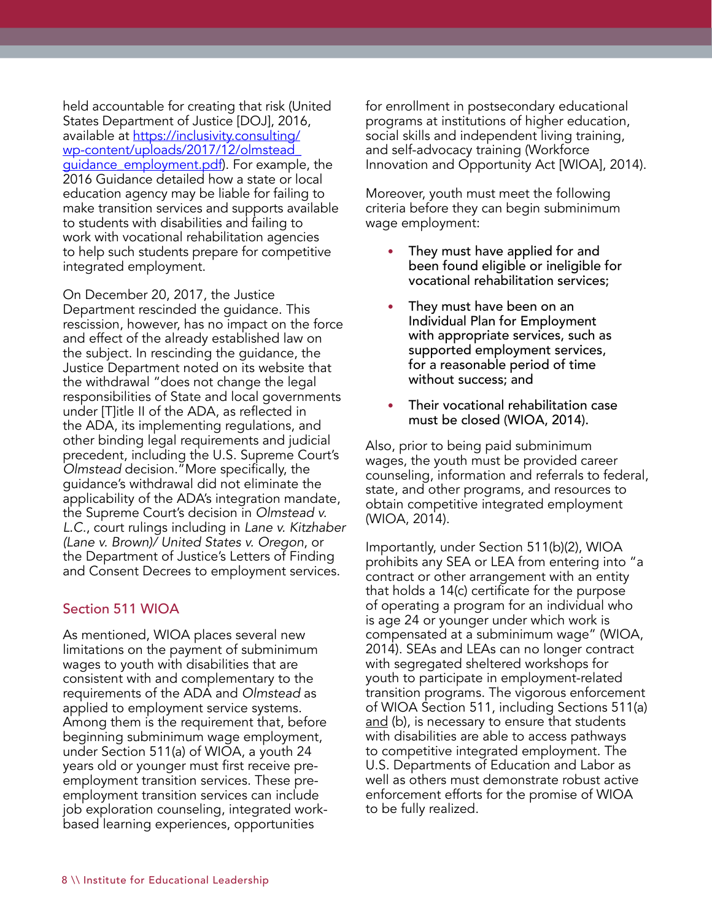held accountable for creating that risk (United States Department of Justice [DOJ], 2016, available at https://inclusivity.consulting/wp-content/uploads/2017/12/olmstead_guidance_employment.pdf). For example, the 2016 Guidance detailed how a state or local education agency may be liable for failing to make transition services and supports available to students with disabilities and failing to work with vocational rehabilitation agencies to help such students prepare for competitive integrated employment.

On December 20, 2017, the Justice Department rescinded the guidance. This rescission, however, has no impact on the force and effect of the already established law on the subject. In rescinding the guidance, the Justice Department noted on its website that the withdrawal "does not change the legal responsibilities of State and local governments under [T]itle II of the ADA, as reflected in the ADA, its implementing regulations, and other binding legal requirements and judicial precedent, including the U.S. Supreme Court's *Olmstead* decision." More specifically, the guidance's withdrawal did not eliminate the applicability of the ADA's integration mandate, the Supreme Court's decision in *Olmstead v. L.C.*, court rulings including in *Lane v. Kitzhaber (Lane v. Brown)/ United States v. Oregon*, or the Department of Justice's Letters of Finding and Consent Decrees to employment services.

## Section 511 WIOA

As mentioned, WIOA places several new limitations on the payment of subminimum wages to youth with disabilities that are consistent with and complementary to the requirements of the ADA and *Olmstead* as applied to employment service systems. Among them is the requirement that, before beginning subminimum wage employment, under Section 511(a) of WIOA, a youth 24 years old or younger must first receive pre-employment transition services. These pre-employment transition services can include job exploration counseling, integrated work-based learning experiences, opportunities for enrollment in postsecondary educational programs at institutions of higher education, social skills and independent living training, and self-advocacy training (Workforce Innovation and Opportunity Act [WIOA], 2014).

Moreover, youth must meet the following criteria before they can begin subminimum wage employment:

- They must have applied for and been found eligible or ineligible for vocational rehabilitation services;
- They must have been on an Individual Plan for Employment with appropriate services, such as supported employment services, for a reasonable period of time without success; and
- Their vocational rehabilitation case must be closed (WIOA, 2014).

Also, prior to being paid subminimum wages, the youth must be provided career counseling, information and referrals to federal, state, and other programs, and resources to obtain competitive integrated employment (WIOA, 2014).

Importantly, under Section 511(b)(2), WIOA prohibits any SEA or LEA from entering into "a contract or other arrangement with an entity that holds a 14(c) certificate for the purpose of operating a program for an individual who is age 24 or younger under which work is compensated at a subminimum wage" (WIOA, 2014). SEAs and LEAs can no longer contract with segregated sheltered workshops for youth to participate in employment-related transition programs. The vigorous enforcement of WIOA Section 511, including Sections 511(a) and (b), is necessary to ensure that students with disabilities are able to access pathways to competitive integrated employment. The U.S. Departments of Education and Labor as well as others must demonstrate robust active enforcement efforts for the promise of WIOA to be fully realized.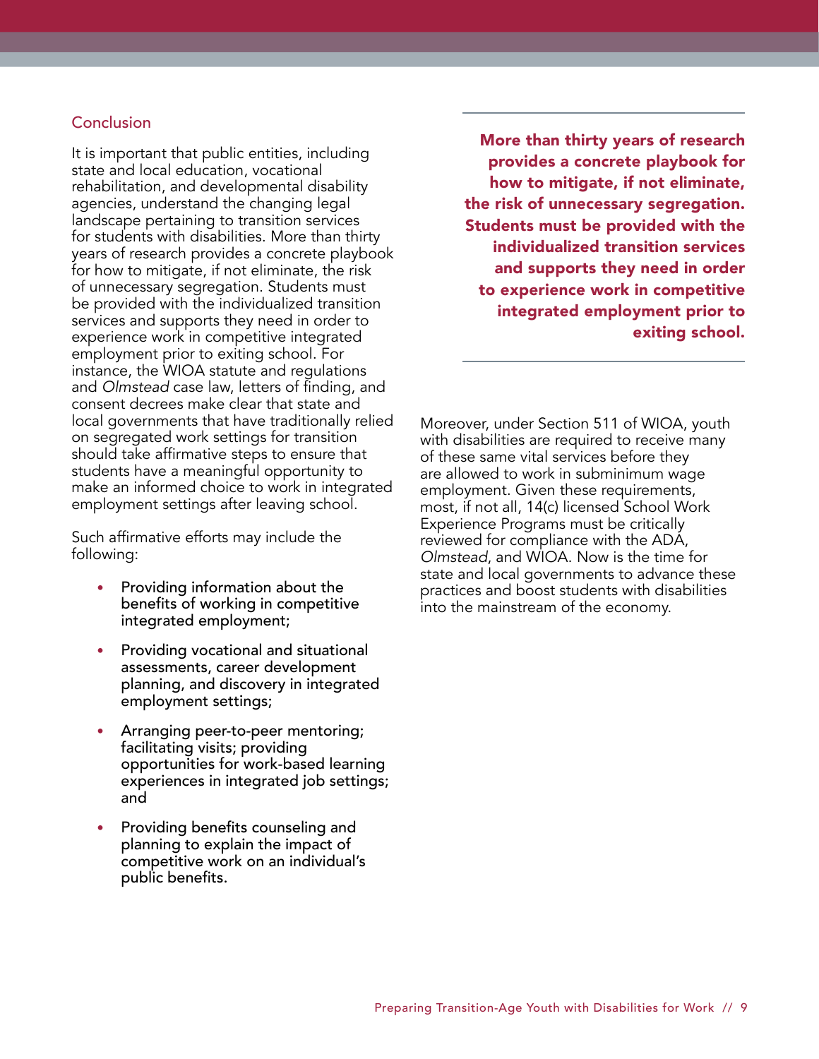## Conclusion

It is important that public entities, including state and local education, vocational rehabilitation, and developmental disability agencies, understand the changing legal landscape pertaining to transition services for students with disabilities. More than thirty years of research provides a concrete playbook for how to mitigate, if not eliminate, the risk of unnecessary segregation. Students must be provided with the individualized transition services and supports they need in order to experience work in competitive integrated employment prior to exiting school. For instance, the WIOA statute and regulations and *Olmstead* case law, letters of finding, and consent decrees make clear that state and local governments that have traditionally relied on segregated work settings for transition should take affirmative steps to ensure that students have a meaningful opportunity to make an informed choice to work in integrated employment settings after leaving school.

Such affirmative efforts may include the following:

- Providing information about the benefits of working in competitive integrated employment;
- Providing vocational and situational assessments, career development planning, and discovery in integrated employment settings;
- Arranging peer-to-peer mentoring; facilitating visits; providing opportunities for work-based learning experiences in integrated job settings; and
- Providing benefits counseling and planning to explain the impact of competitive work on an individual's public benefits.

**More than thirty years of research provides a concrete playbook for how to mitigate, if not eliminate, the risk of unnecessary segregation. Students must be provided with the individualized transition services and supports they need in order to experience work in competitive integrated employment prior to exiting school.**

Moreover, under Section 511 of WIOA, youth with disabilities are required to receive many of these same vital services before they are allowed to work in subminimum wage employment. Given these requirements, most, if not all, 14(c) licensed School Work Experience Programs must be critically reviewed for compliance with the ADA, *Olmstead*, and WIOA. Now is the time for state and local governments to advance these practices and boost students with disabilities into the mainstream of the economy.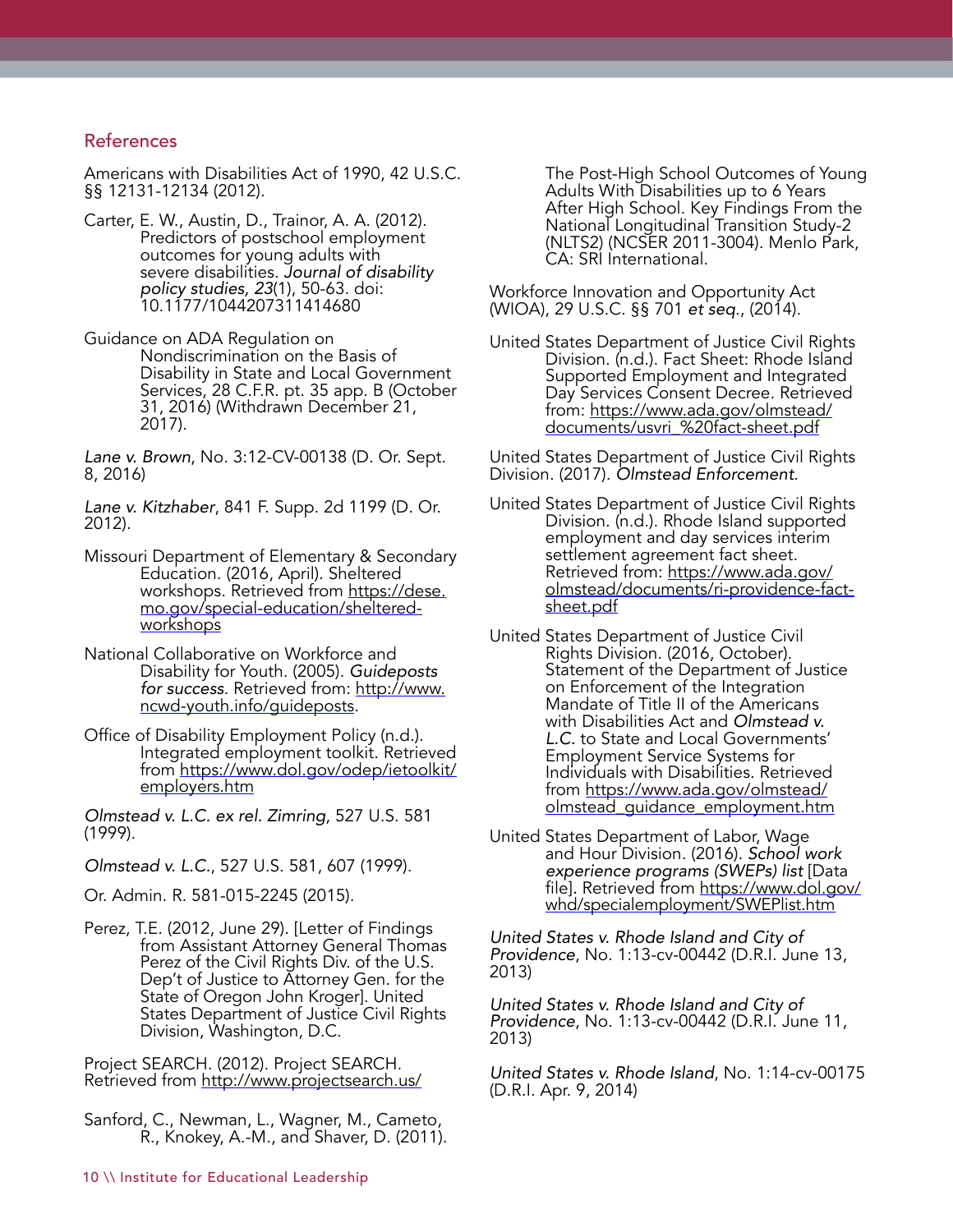## References

Americans with Disabilities Act of 1990, 42 U.S.C. §§ 12131-12134 (2012).

Carter, E. W., Austin, D., Trainor, A. A. (2012). Predictors of postschool employment outcomes for young adults with severe disabilities. *Journal of disability policy studies, 23*(1), 50-63. doi: 10.1177/1044207311414680

Guidance on ADA Regulation on Nondiscrimination on the Basis of Disability in State and Local Government Services, 28 C.F.R. pt. 35 app. B (October 31, 2016) (Withdrawn December 21, 2017).

*Lane v. Brown*, No. 3:12-CV-00138 (D. Or. Sept. 8, 2016)

*Lane v. Kitzhaber*, 841 F. Supp. 2d 1199 (D. Or. 2012).

Missouri Department of Elementary & Secondary Education. (2016, April). Sheltered workshops. Retrieved from https://dese.mo.gov/special-education/sheltered-workshops

National Collaborative on Workforce and Disability for Youth. (2005). *Guideposts for success*. Retrieved from: http://www.ncwd-youth.info/guideposts.

Office of Disability Employment Policy (n.d.). Integrated employment toolkit. Retrieved from https://www.dol.gov/odep/ietoolkit/employers.htm

*Olmstead v. L.C. ex rel. Zimring*, 527 U.S. 581 (1999).

*Olmstead v. L.C.*, 527 U.S. 581, 607 (1999).

Or. Admin. R. 581-015-2245 (2015).

Perez, T.E. (2012, June 29). [Letter of Findings from Assistant Attorney General Thomas Perez of the Civil Rights Div. of the U.S. Dep't of Justice to Attorney Gen. for the State of Oregon John Kroger]. United States Department of Justice Civil Rights Division, Washington, D.C.

Project SEARCH. (2012). Project SEARCH. Retrieved from http://www.projectsearch.us/

Sanford, C., Newman, L., Wagner, M., Cameto, R., Knokey, A.-M., and Shaver, D. (2011). The Post-High School Outcomes of Young Adults With Disabilities up to 6 Years After High School. Key Findings From the National Longitudinal Transition Study-2 (NLTS2) (NCSER 2011-3004). Menlo Park, CA: SRI International.

Workforce Innovation and Opportunity Act (WIOA), 29 U.S.C. §§ 701 *et seq.*, (2014).

United States Department of Justice Civil Rights Division. (n.d.). Fact Sheet: Rhode Island Supported Employment and Integrated Day Services Consent Decree. Retrieved from: https://www.ada.gov/olmstead/documents/usvri_%20fact-sheet.pdf

United States Department of Justice Civil Rights Division. (2017). *Olmstead Enforcement*.

United States Department of Justice Civil Rights Division. (n.d.). Rhode Island supported employment and day services interim settlement agreement fact sheet. Retrieved from: https://www.ada.gov/olmstead/documents/ri-providence-fact-sheet.pdf

United States Department of Justice Civil Rights Division. (2016, October). Statement of the Department of Justice on Enforcement of the Integration Mandate of Title II of the Americans with Disabilities Act and *Olmstead v. L.C.* to State and Local Governments' Employment Service Systems for Individuals with Disabilities. Retrieved from https://www.ada.gov/olmstead/olmstead_guidance_employment.htm

United States Department of Labor, Wage and Hour Division. (2016). *School work experience programs (SWEPs) list* [Data file]. Retrieved from https://www.dol.gov/whd/specialemployment/SWEPlist.htm

*United States v. Rhode Island and City of Providence*, No. 1:13-cv-00442 (D.R.I. June 13, 2013)

*United States v. Rhode Island and City of Providence*, No. 1:13-cv-00442 (D.R.I. June 11, 2013)

*United States v. Rhode Island*, No. 1:14-cv-00175 (D.R.I. Apr. 9, 2014)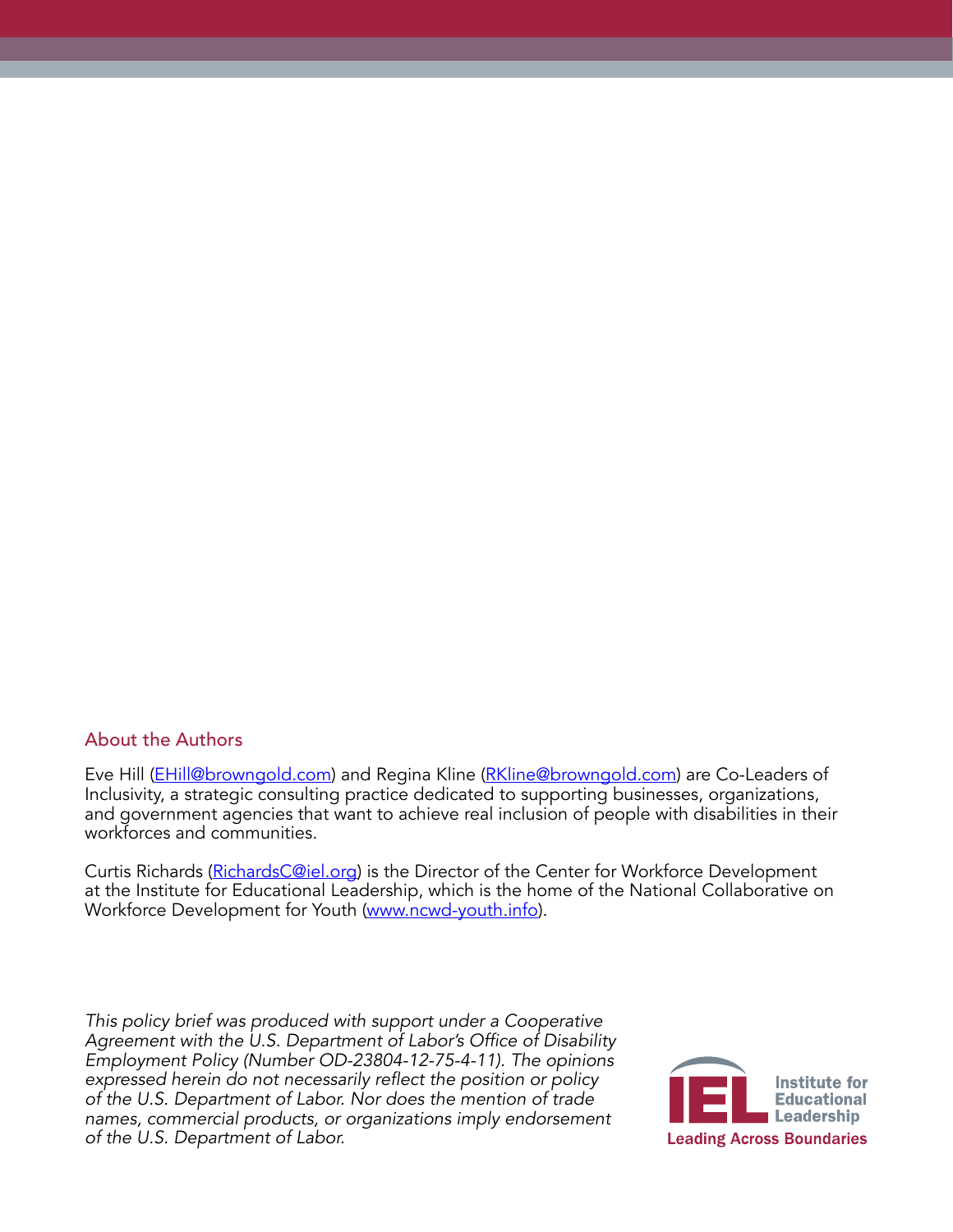## About the Authors

Eve Hill ([EHill@browngold.com](mailto:EHill@browngold.com)) and Regina Kline ([RKline@browngold.com](mailto:RKline@browngold.com)) are Co-Leaders of Inclusivity, a strategic consulting practice dedicated to supporting businesses, organizations, and government agencies that want to achieve real inclusion of people with disabilities in their workforces and communities.

Curtis Richards ([RichardsC@iel.org](mailto:RichardsC@iel.org)) is the Director of the Center for Workforce Development at the Institute for Educational Leadership, which is the home of the National Collaborative on Workforce Development for Youth ([www.ncwd-youth.info](http://www.ncwd-youth.info)).

*This policy brief was produced with support under a Cooperative Agreement with the U.S. Department of Labor's Office of Disability Employment Policy (Number OD-23804-12-75-4-11). The opinions expressed herein do not necessarily reflect the position or policy of the U.S. Department of Labor. Nor does the mention of trade names, commercial products, or organizations imply endorsement of the U.S. Department of Labor.*

IEL Institute for Educational Leadership

Leading Across Boundaries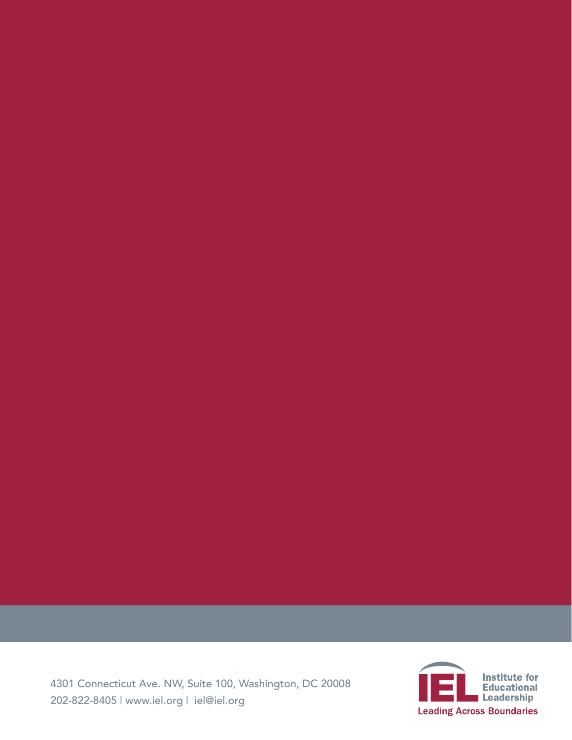4301 Connecticut Ave. NW, Suite 100, Washington, DC 20008
202-822-8405 | www.iel.org | iel@iel.org

IEL Institute for Educational Leadership
Leading Across Boundaries